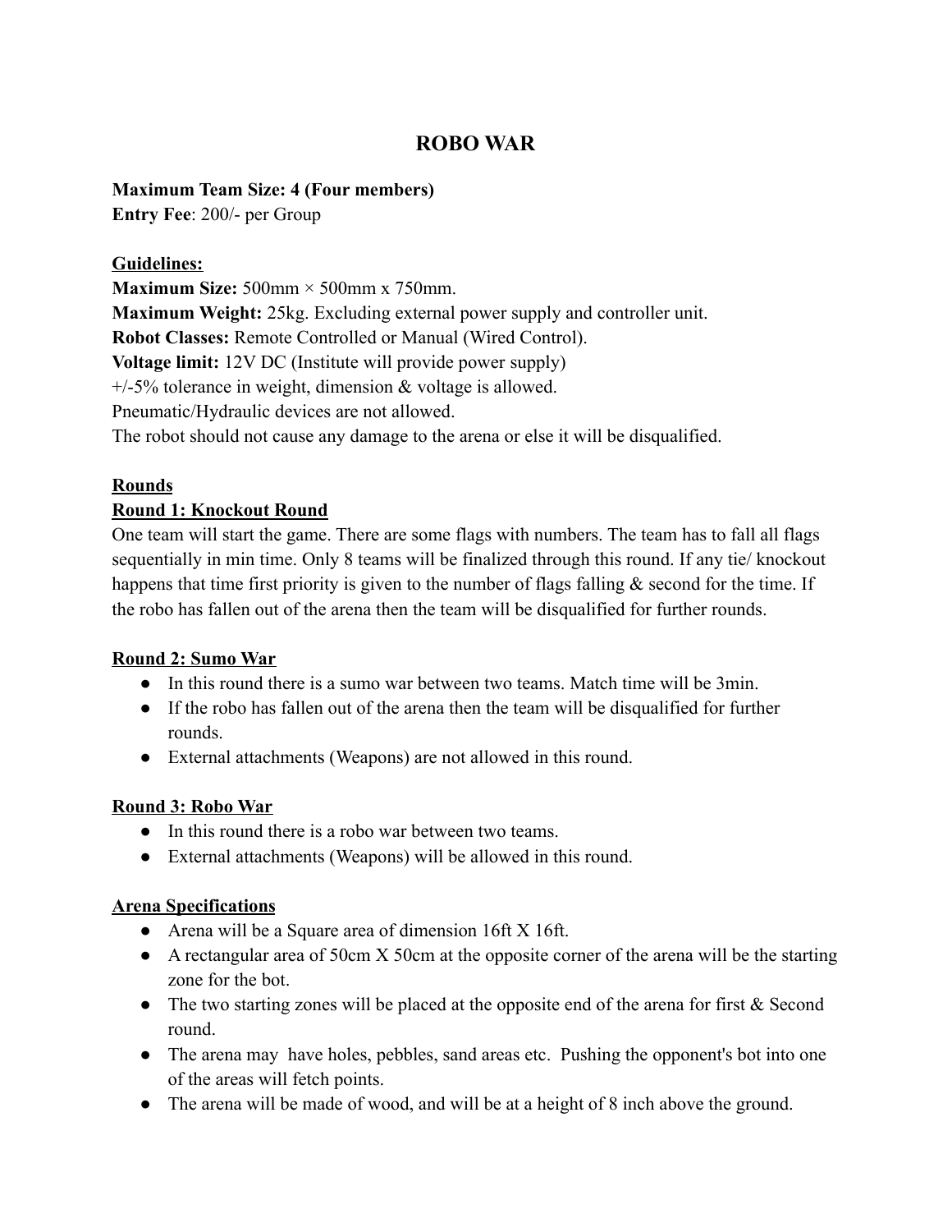# ROBO WAR

**Maximum Team Size: 4 (Four members)**
**Entry Fee**: 200/- per Group

**<u>Guidelines:</u>**
**Maximum Size:** 500mm × 500mm x 750mm.
**Maximum Weight:** 25kg. Excluding external power supply and controller unit.
**Robot Classes:** Remote Controlled or Manual (Wired Control).
**Voltage limit:** 12V DC (Institute will provide power supply)
+/-5% tolerance in weight, dimension & voltage is allowed.
Pneumatic/Hydraulic devices are not allowed.
The robot should not cause any damage to the arena or else it will be disqualified.

## <u>Rounds</u>

### <u>Round 1: Knockout Round</u>

One team will start the game. There are some flags with numbers. The team has to fall all flags sequentially in min time. Only 8 teams will be finalized through this round. If any tie/ knockout happens that time first priority is given to the number of flags falling & second for the time. If the robo has fallen out of the arena then the team will be disqualified for further rounds.

### <u>Round 2: Sumo War</u>

- In this round there is a sumo war between two teams. Match time will be 3min.
- If the robo has fallen out of the arena then the team will be disqualified for further rounds.
- External attachments (Weapons) are not allowed in this round.

### <u>Round 3: Robo War</u>

- In this round there is a robo war between two teams.
- External attachments (Weapons) will be allowed in this round.

## <u>Arena Specifications</u>

- Arena will be a Square area of dimension 16ft X 16ft.
- A rectangular area of 50cm X 50cm at the opposite corner of the arena will be the starting zone for the bot.
- The two starting zones will be placed at the opposite end of the arena for first & Second round.
- The arena may have holes, pebbles, sand areas etc. Pushing the opponent's bot into one of the areas will fetch points.
- The arena will be made of wood, and will be at a height of 8 inch above the ground.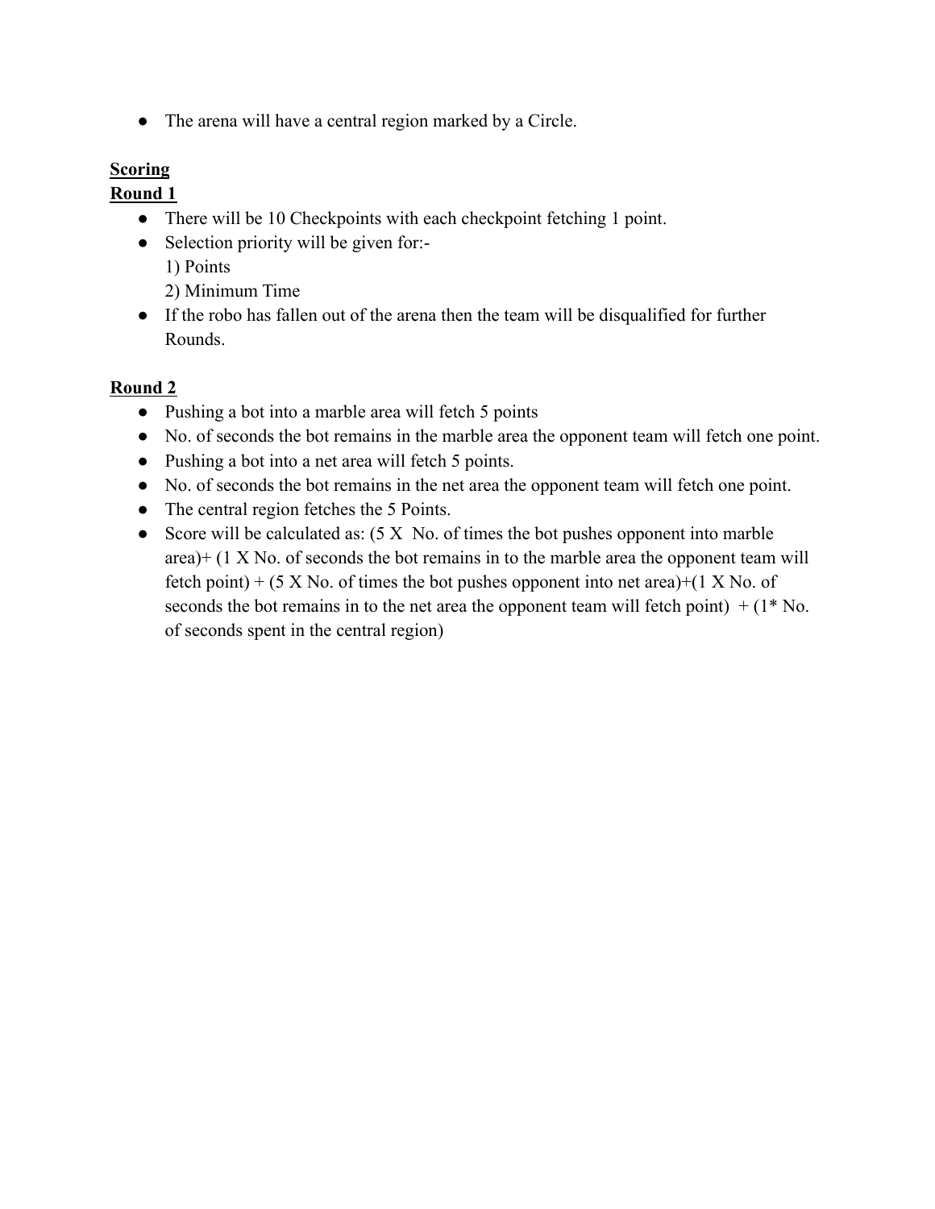- The arena will have a central region marked by a Circle.

**Scoring**

**Round 1**

- There will be 10 Checkpoints with each checkpoint fetching 1 point.
- Selection priority will be given for:-
  1) Points
  2) Minimum Time
- If the robo has fallen out of the arena then the team will be disqualified for further Rounds.

**Round 2**

- Pushing a bot into a marble area will fetch 5 points
- No. of seconds the bot remains in the marble area the opponent team will fetch one point.
- Pushing a bot into a net area will fetch 5 points.
- No. of seconds the bot remains in the net area the opponent team will fetch one point.
- The central region fetches the 5 Points.
- Score will be calculated as: (5 X No. of times the bot pushes opponent into marble area)+ (1 X No. of seconds the bot remains in to the marble area the opponent team will fetch point) + (5 X No. of times the bot pushes opponent into net area)+(1 X No. of seconds the bot remains in to the net area the opponent team will fetch point) + (1* No. of seconds spent in the central region)